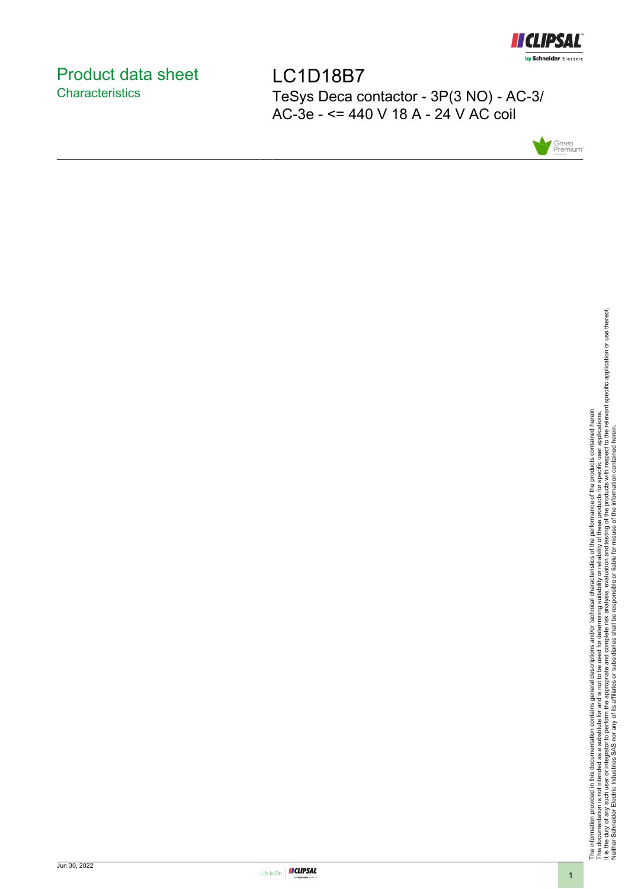# Product data sheet
## Characteristics

# LC1D18B7

TeSys Deca contactor - 3P(3 NO) - AC-3/ AC-3e - <= 440 V 18 A - 24 V AC coil

The information provided in this documentation contains general descriptions and/or technical characteristics of the performance of the products contained herein.
This documentation is not intended as a substitute for and is not to be used for determining suitability or reliability of these products for specific user applications.
It is the duty of any such user or integrator to perform the appropriate and complete risk analysis, evaluation and testing of the products with respect to the relevant specific application or use thereof.
Neither Schneider Electric Industries SAS nor any of its affiliates or subsidiaries shall be responsible or liable for misuse of the information contained herein.

Jun 30, 2022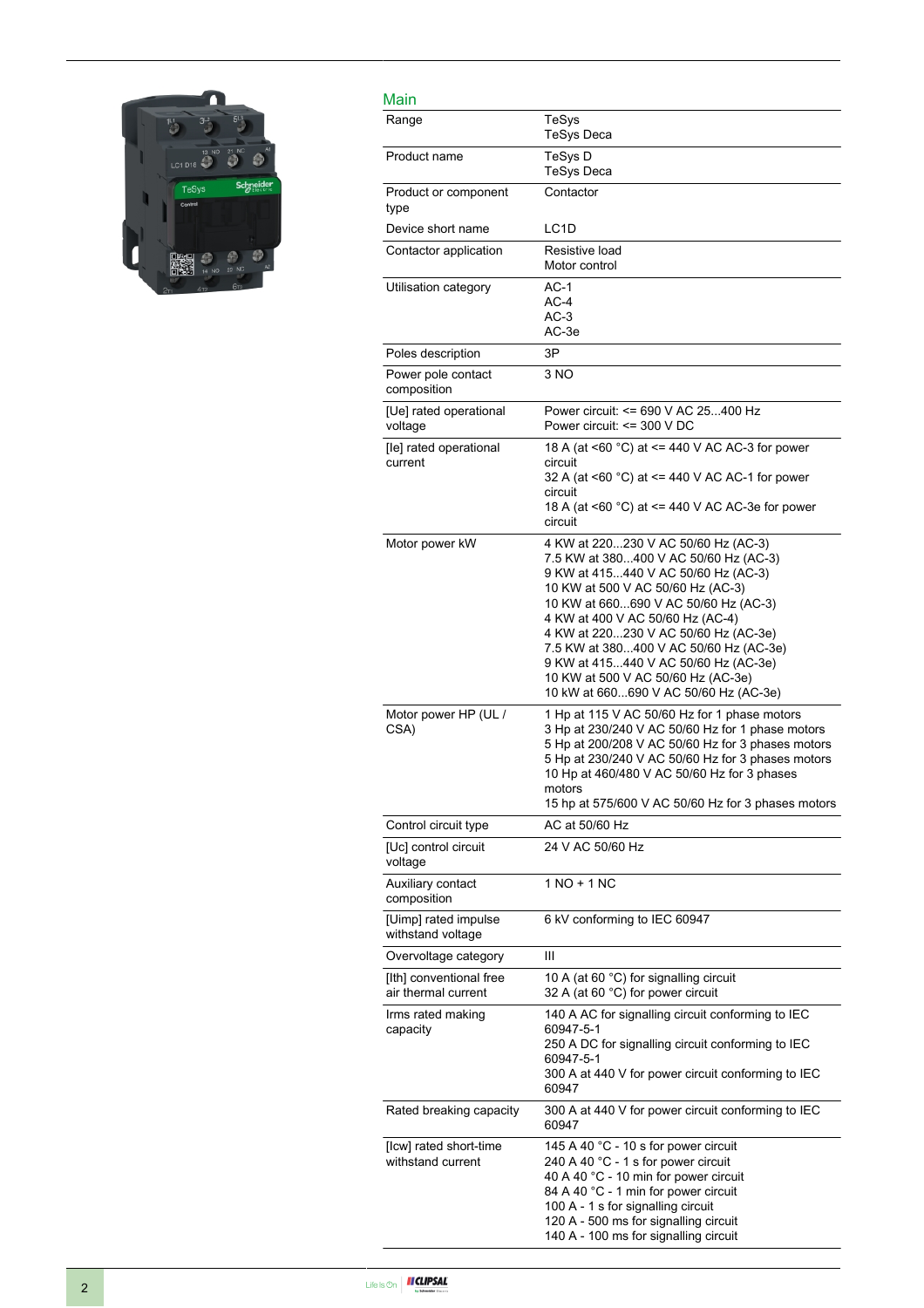## Main

| | |
|---|---|
| Range | TeSys<br>TeSys Deca |
| Product name | TeSys D<br>TeSys Deca |
| Product or component type | Contactor |
| Device short name | LC1D |
| Contactor application | Resistive load<br>Motor control |
| Utilisation category | AC-1<br>AC-4<br>AC-3<br>AC-3e |
| Poles description | 3P |
| Power pole contact composition | 3 NO |
| [Ue] rated operational voltage | Power circuit: <= 690 V AC 25...400 Hz<br>Power circuit: <= 300 V DC |
| [Ie] rated operational current | 18 A (at <60 °C) at <= 440 V AC AC-3 for power circuit<br>32 A (at <60 °C) at <= 440 V AC AC-1 for power circuit<br>18 A (at <60 °C) at <= 440 V AC AC-3e for power circuit |
| Motor power kW | 4 KW at 220...230 V AC 50/60 Hz (AC-3)<br>7.5 KW at 380...400 V AC 50/60 Hz (AC-3)<br>9 KW at 415...440 V AC 50/60 Hz (AC-3)<br>10 KW at 500 V AC 50/60 Hz (AC-3)<br>10 KW at 660...690 V AC 50/60 Hz (AC-3)<br>4 KW at 400 V AC 50/60 Hz (AC-4)<br>4 KW at 220...230 V AC 50/60 Hz (AC-3e)<br>7.5 KW at 380...400 V AC 50/60 Hz (AC-3e)<br>9 KW at 415...440 V AC 50/60 Hz (AC-3e)<br>10 KW at 500 V AC 50/60 Hz (AC-3e)<br>10 kW at 660...690 V AC 50/60 Hz (AC-3e) |
| Motor power HP (UL / CSA) | 1 Hp at 115 V AC 50/60 Hz for 1 phase motors<br>3 Hp at 230/240 V AC 50/60 Hz for 1 phase motors<br>5 Hp at 200/208 V AC 50/60 Hz for 3 phases motors<br>5 Hp at 230/240 V AC 50/60 Hz for 3 phases motors<br>10 Hp at 460/480 V AC 50/60 Hz for 3 phases motors<br>15 hp at 575/600 V AC 50/60 Hz for 3 phases motors |
| Control circuit type | AC at 50/60 Hz |
| [Uc] control circuit voltage | 24 V AC 50/60 Hz |
| Auxiliary contact composition | 1 NO + 1 NC |
| [Uimp] rated impulse withstand voltage | 6 kV conforming to IEC 60947 |
| Overvoltage category | III |
| [Ith] conventional free air thermal current | 10 A (at 60 °C) for signalling circuit<br>32 A (at 60 °C) for power circuit |
| Irms rated making capacity | 140 A AC for signalling circuit conforming to IEC 60947-5-1<br>250 A DC for signalling circuit conforming to IEC 60947-5-1<br>300 A at 440 V for power circuit conforming to IEC 60947 |
| Rated breaking capacity | 300 A at 440 V for power circuit conforming to IEC 60947 |
| [Icw] rated short-time withstand current | 145 A 40 °C - 10 s for power circuit<br>240 A 40 °C - 1 s for power circuit<br>40 A 40 °C - 10 min for power circuit<br>84 A 40 °C - 1 min for power circuit<br>100 A - 1 s for signalling circuit<br>120 A - 500 ms for signalling circuit<br>140 A - 100 ms for signalling circuit |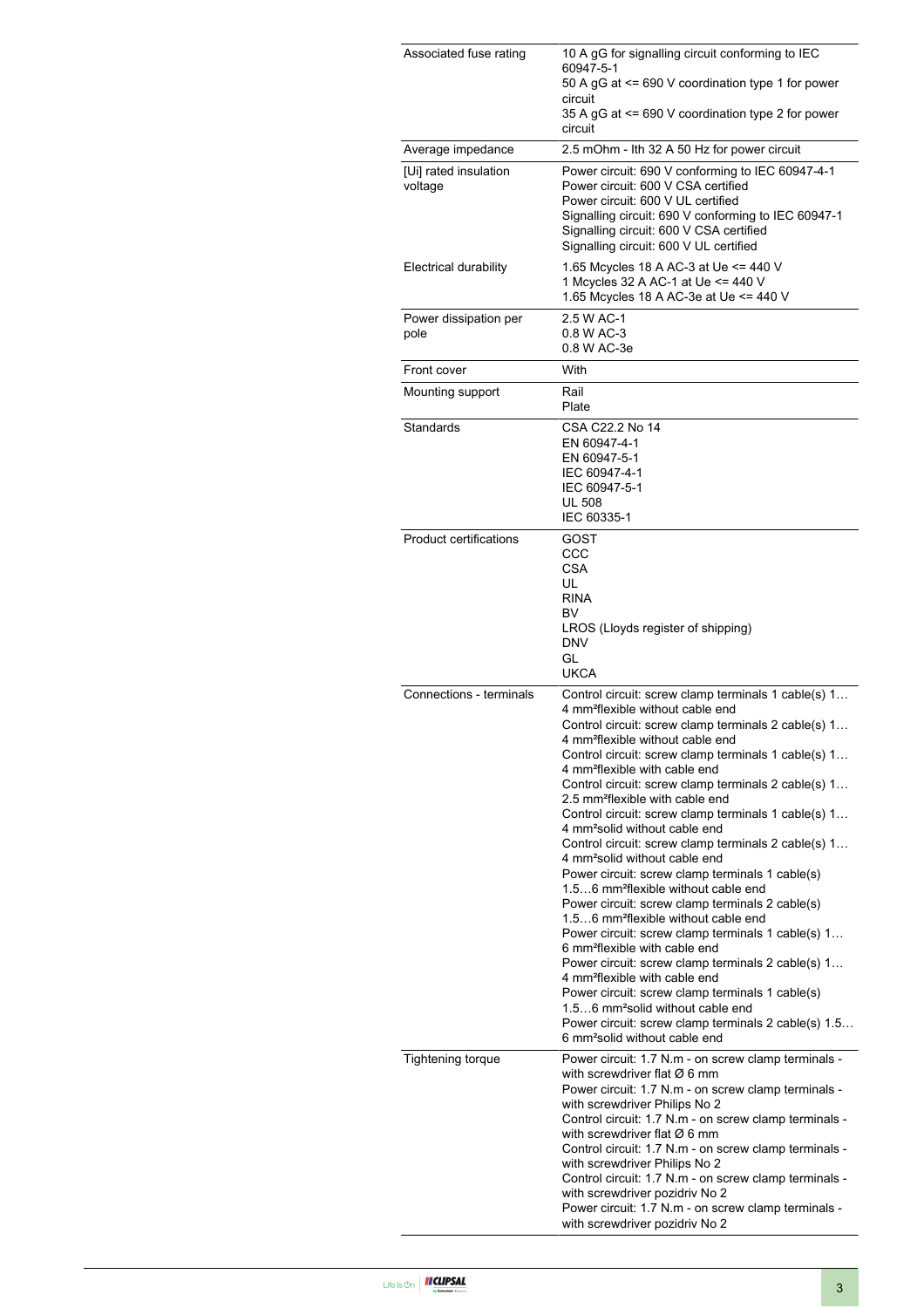| | |
|---|---|
| Associated fuse rating | 10 A gG for signalling circuit conforming to IEC 60947-5-1<br>50 A gG at <= 690 V coordination type 1 for power circuit<br>35 A gG at <= 690 V coordination type 2 for power circuit |
| Average impedance | 2.5 mOhm - Ith 32 A 50 Hz for power circuit |
| [Ui] rated insulation voltage | Power circuit: 690 V conforming to IEC 60947-4-1<br>Power circuit: 600 V CSA certified<br>Power circuit: 600 V UL certified<br>Signalling circuit: 690 V conforming to IEC 60947-1<br>Signalling circuit: 600 V CSA certified<br>Signalling circuit: 600 V UL certified |
| Electrical durability | 1.65 Mcycles 18 A AC-3 at Ue <= 440 V<br>1 Mcycles 32 A AC-1 at Ue <= 440 V<br>1.65 Mcycles 18 A AC-3e at Ue <= 440 V |
| Power dissipation per pole | 2.5 W AC-1<br>0.8 W AC-3<br>0.8 W AC-3e |
| Front cover | With |
| Mounting support | Rail<br>Plate |
| Standards | CSA C22.2 No 14<br>EN 60947-4-1<br>EN 60947-5-1<br>IEC 60947-4-1<br>IEC 60947-5-1<br>UL 508<br>IEC 60335-1 |
| Product certifications | GOST<br>CCC<br>CSA<br>UL<br>RINA<br>BV<br>LROS (Lloyds register of shipping)<br>DNV<br>GL<br>UKCA |
| Connections - terminals | Control circuit: screw clamp terminals 1 cable(s) 1…4 mm²flexible without cable end<br>Control circuit: screw clamp terminals 2 cable(s) 1…4 mm²flexible without cable end<br>Control circuit: screw clamp terminals 1 cable(s) 1…4 mm²flexible with cable end<br>Control circuit: screw clamp terminals 2 cable(s) 1…2.5 mm²flexible with cable end<br>Control circuit: screw clamp terminals 1 cable(s) 1…4 mm²solid without cable end<br>Control circuit: screw clamp terminals 2 cable(s) 1…4 mm²solid without cable end<br>Power circuit: screw clamp terminals 1 cable(s) 1.5…6 mm²flexible without cable end<br>Power circuit: screw clamp terminals 2 cable(s) 1.5…6 mm²flexible without cable end<br>Power circuit: screw clamp terminals 1 cable(s) 1…6 mm²flexible with cable end<br>Power circuit: screw clamp terminals 2 cable(s) 1…4 mm²flexible with cable end<br>Power circuit: screw clamp terminals 1 cable(s) 1.5…6 mm²solid without cable end<br>Power circuit: screw clamp terminals 2 cable(s) 1.5…6 mm²solid without cable end |
| Tightening torque | Power circuit: 1.7 N.m - on screw clamp terminals - with screwdriver flat Ø 6 mm<br>Power circuit: 1.7 N.m - on screw clamp terminals - with screwdriver Philips No 2<br>Control circuit: 1.7 N.m - on screw clamp terminals - with screwdriver flat Ø 6 mm<br>Control circuit: 1.7 N.m - on screw clamp terminals - with screwdriver Philips No 2<br>Control circuit: 1.7 N.m - on screw clamp terminals - with screwdriver pozidriv No 2<br>Power circuit: 1.7 N.m - on screw clamp terminals - with screwdriver pozidriv No 2 |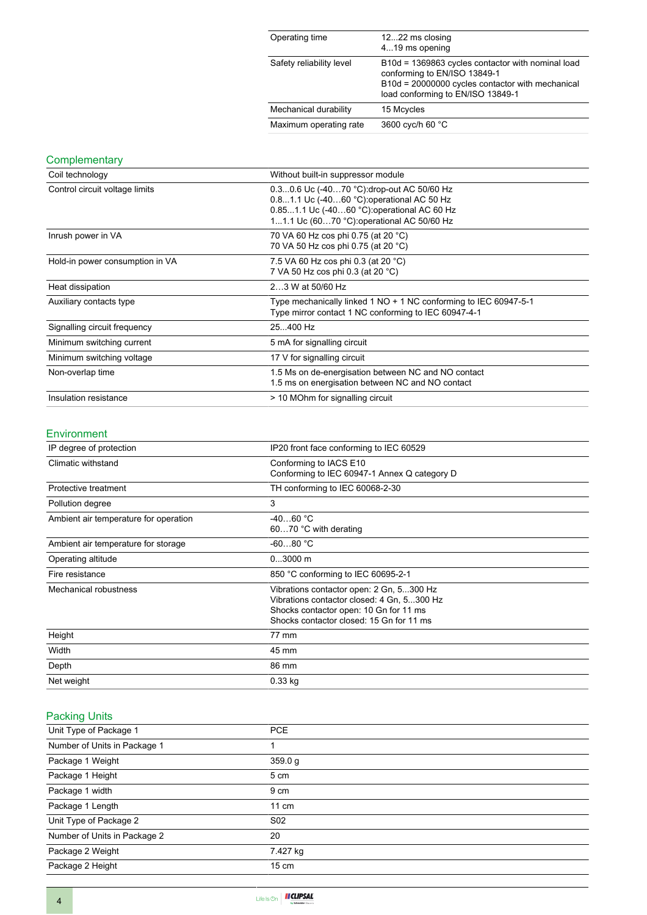| | |
|---|---|
| Operating time | 12...22 ms closing<br>4...19 ms opening |
| Safety reliability level | B10d = 1369863 cycles contactor with nominal load conforming to EN/ISO 13849-1<br>B10d = 20000000 cycles contactor with mechanical load conforming to EN/ISO 13849-1 |
| Mechanical durability | 15 Mcycles |
| Maximum operating rate | 3600 cyc/h 60 °C |

## Complementary

| | |
|---|---|
| Coil technology | Without built-in suppressor module |
| Control circuit voltage limits | 0.3...0.6 Uc (-40…70 °C):drop-out AC 50/60 Hz<br>0.8...1.1 Uc (-40…60 °C):operational AC 50 Hz<br>0.85...1.1 Uc (-40…60 °C):operational AC 60 Hz<br>1...1.1 Uc (60…70 °C):operational AC 50/60 Hz |
| Inrush power in VA | 70 VA 60 Hz cos phi 0.75 (at 20 °C)<br>70 VA 50 Hz cos phi 0.75 (at 20 °C) |
| Hold-in power consumption in VA | 7.5 VA 60 Hz cos phi 0.3 (at 20 °C)<br>7 VA 50 Hz cos phi 0.3 (at 20 °C) |
| Heat dissipation | 2…3 W at 50/60 Hz |
| Auxiliary contacts type | Type mechanically linked 1 NO + 1 NC conforming to IEC 60947-5-1<br>Type mirror contact 1 NC conforming to IEC 60947-4-1 |
| Signalling circuit frequency | 25...400 Hz |
| Minimum switching current | 5 mA for signalling circuit |
| Minimum switching voltage | 17 V for signalling circuit |
| Non-overlap time | 1.5 Ms on de-energisation between NC and NO contact<br>1.5 ms on energisation between NC and NO contact |
| Insulation resistance | > 10 MOhm for signalling circuit |

## Environment

| | |
|---|---|
| IP degree of protection | IP20 front face conforming to IEC 60529 |
| Climatic withstand | Conforming to IACS E10<br>Conforming to IEC 60947-1 Annex Q category D |
| Protective treatment | TH conforming to IEC 60068-2-30 |
| Pollution degree | 3 |
| Ambient air temperature for operation | -40…60 °C<br>60…70 °C with derating |
| Ambient air temperature for storage | -60...80 °C |
| Operating altitude | 0...3000 m |
| Fire resistance | 850 °C conforming to IEC 60695-2-1 |
| Mechanical robustness | Vibrations contactor open: 2 Gn, 5...300 Hz<br>Vibrations contactor closed: 4 Gn, 5...300 Hz<br>Shocks contactor open: 10 Gn for 11 ms<br>Shocks contactor closed: 15 Gn for 11 ms |
| Height | 77 mm |
| Width | 45 mm |
| Depth | 86 mm |
| Net weight | 0.33 kg |

## Packing Units

| | |
|---|---|
| Unit Type of Package 1 | PCE |
| Number of Units in Package 1 | 1 |
| Package 1 Weight | 359.0 g |
| Package 1 Height | 5 cm |
| Package 1 width | 9 cm |
| Package 1 Length | 11 cm |
| Unit Type of Package 2 | S02 |
| Number of Units in Package 2 | 20 |
| Package 2 Weight | 7.427 kg |
| Package 2 Height | 15 cm |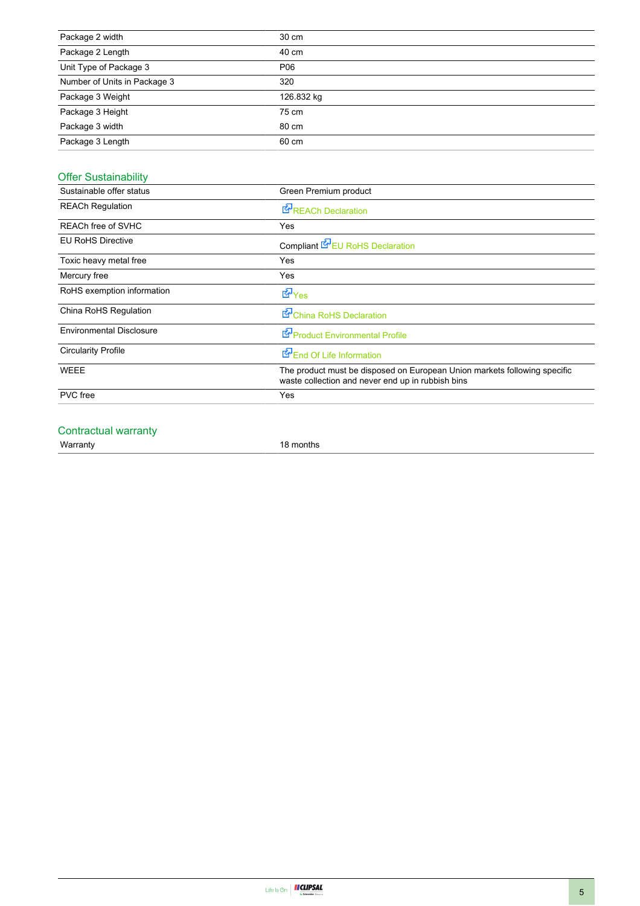| | |
|---|---|
| Package 2 width | 30 cm |
| Package 2 Length | 40 cm |
| Unit Type of Package 3 | P06 |
| Number of Units in Package 3 | 320 |
| Package 3 Weight | 126.832 kg |
| Package 3 Height | 75 cm |
| Package 3 width | 80 cm |
| Package 3 Length | 60 cm |

## Offer Sustainability

| | |
|---|---|
| Sustainable offer status | Green Premium product |
| REACh Regulation | REACh Declaration |
| REACh free of SVHC | Yes |
| EU RoHS Directive | Compliant EU RoHS Declaration |
| Toxic heavy metal free | Yes |
| Mercury free | Yes |
| RoHS exemption information | Yes |
| China RoHS Regulation | China RoHS Declaration |
| Environmental Disclosure | Product Environmental Profile |
| Circularity Profile | End Of Life Information |
| WEEE | The product must be disposed on European Union markets following specific waste collection and never end up in rubbish bins |
| PVC free | Yes |

## Contractual warranty

| | |
|---|---|
| Warranty | 18 months |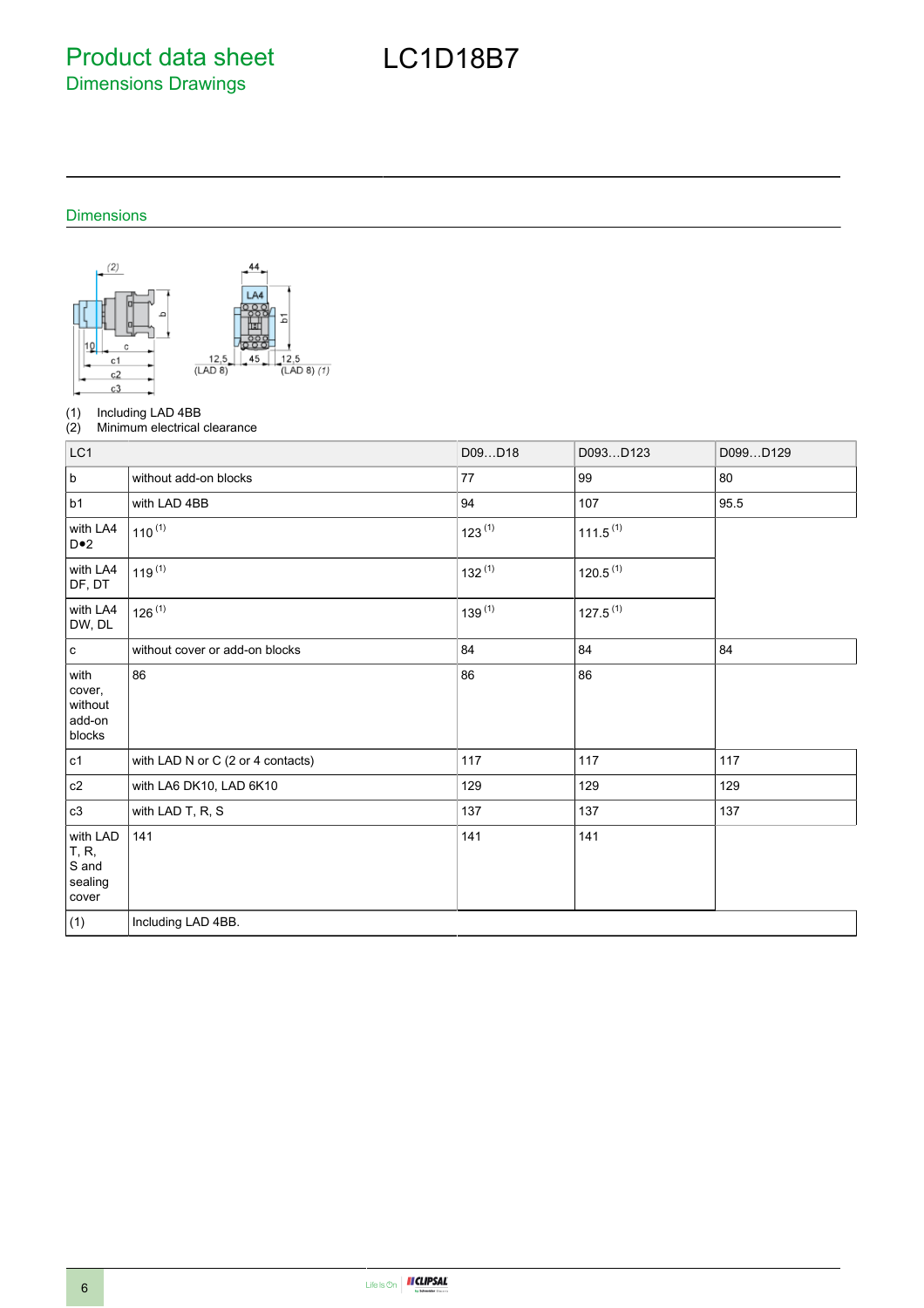# Product data sheet
## Dimensions Drawings

# LC1D18B7

### Dimensions

(1) Including LAD 4BB
(2) Minimum electrical clearance

| LC1 | | D09…D18 | D093…D123 | D099…D129 |
|---|---|---|---|---|
| b | without add-on blocks | 77 | 99 | 80 |
| b1 | with LAD 4BB | 94 | 107 | 95.5 |
| with LA4 D•2 | 110 (1) | 123 (1) | 111.5 (1) | |
| with LA4 DF, DT | 119 (1) | 132 (1) | 120.5 (1) | |
| with LA4 DW, DL | 126 (1) | 139 (1) | 127.5 (1) | |
| c | without cover or add-on blocks | 84 | 84 | 84 |
| with cover, without add-on blocks | 86 | 86 | 86 | |
| c1 | with LAD N or C (2 or 4 contacts) | 117 | 117 | 117 |
| c2 | with LA6 DK10, LAD 6K10 | 129 | 129 | 129 |
| c3 | with LAD T, R, S | 137 | 137 | 137 |
| with LAD T, R, S and sealing cover | 141 | 141 | 141 | |
| (1) | Including LAD 4BB. | | | |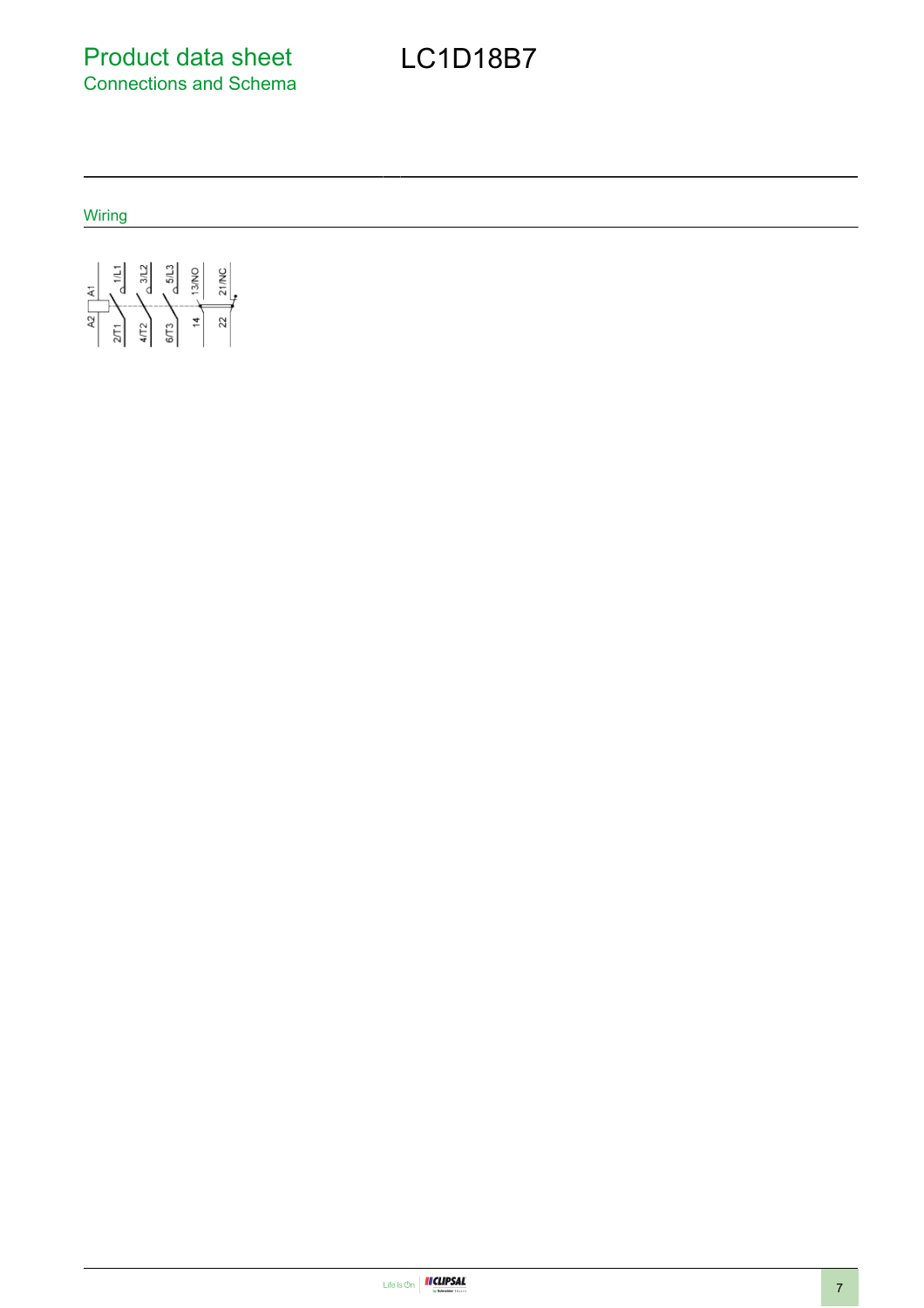# Product data sheet

## Connections and Schema

# LC1D18B7

### Wiring

A1
A2
1/L1
2/T1
3/L2
4/T2
5/L3
6/T3
13/NO
14
21/NC
22